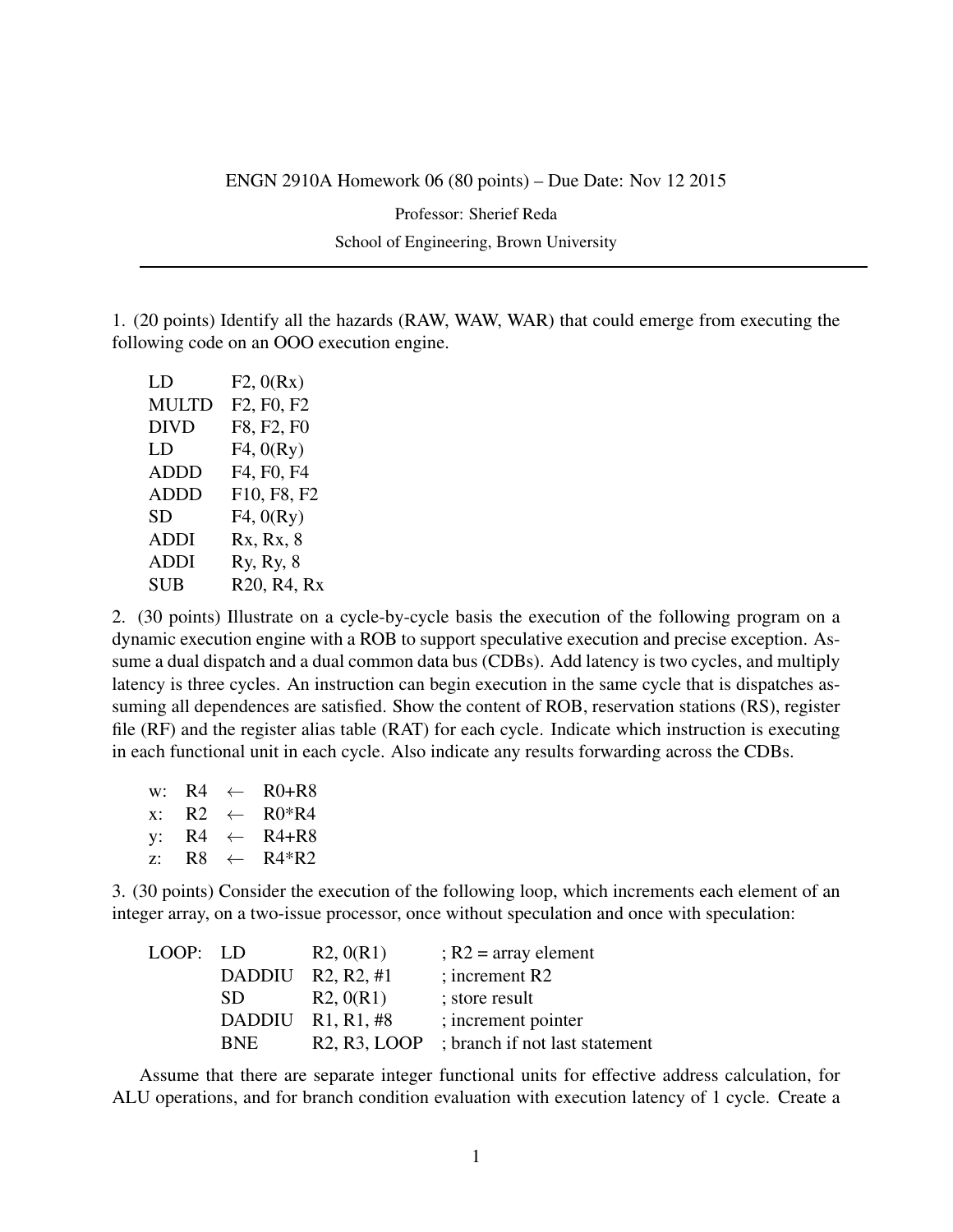ENGN 2910A Homework 06 (80 points) – Due Date: Nov 12 2015

Professor: Sherief Reda

School of Engineering, Brown University

---

1. (20 points) Identify all the hazards (RAW, WAW, WAR) that could emerge from executing the following code on an OOO execution engine.

```
LD      F2, 0(Rx)
MULTD   F2, F0, F2
DIVD    F8, F2, F0
LD      F4, 0(Ry)
ADDD    F4, F0, F4
ADDD    F10, F8, F2
SD      F4, 0(Ry)
ADDI    Rx, Rx, 8
ADDI    Ry, Ry, 8
SUB     R20, R4, Rx
```

2. (30 points) Illustrate on a cycle-by-cycle basis the execution of the following program on a dynamic execution engine with a ROB to support speculative execution and precise exception. Assume a dual dispatch and a dual common data bus (CDBs). Add latency is two cycles, and multiply latency is three cycles. An instruction can begin execution in the same cycle that is dispatches assuming all dependences are satisfied. Show the content of ROB, reservation stations (RS), register file (RF) and the register alias table (RAT) for each cycle. Indicate which instruction is executing in each functional unit in each cycle. Also indicate any results forwarding across the CDBs.

```
w:  R4  ←  R0+R8
x:  R2  ←  R0*R4
y:  R4  ←  R4+R8
z:  R8  ←  R4*R2
```

3. (30 points) Consider the execution of the following loop, which increments each element of an integer array, on a two-issue processor, once without speculation and once with speculation:

```
LOOP:  LD      R2, 0(R1)      ; R2 = array element
       DADDIU  R2, R2, #1     ; increment R2
       SD      R2, 0(R1)      ; store result
       DADDIU  R1, R1, #8     ; increment pointer
       BNE     R2, R3, LOOP   ; branch if not last statement
```

Assume that there are separate integer functional units for effective address calculation, for ALU operations, and for branch condition evaluation with execution latency of 1 cycle. Create a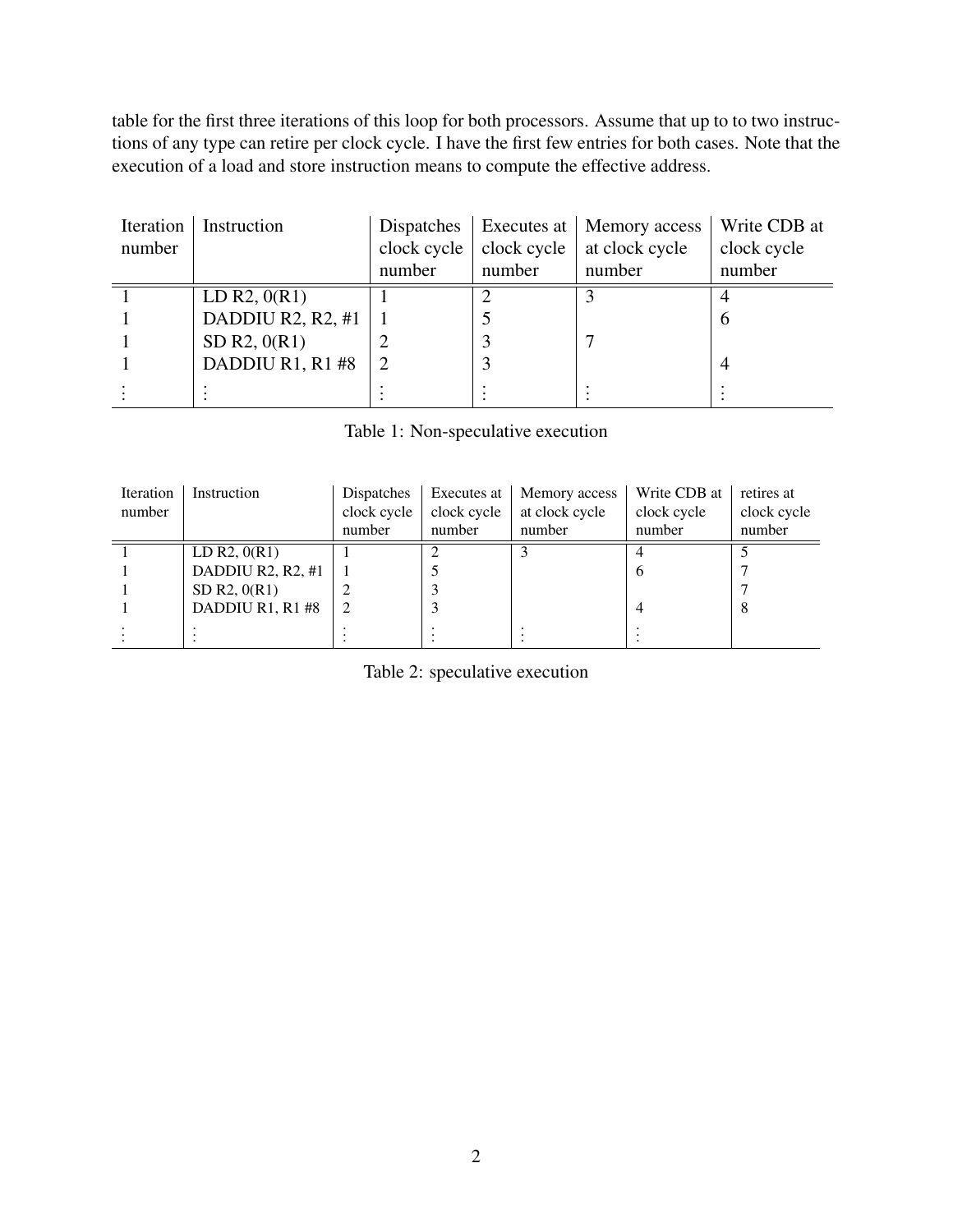table for the first three iterations of this loop for both processors. Assume that up to to two instructions of any type can retire per clock cycle. I have the first few entries for both cases. Note that the execution of a load and store instruction means to compute the effective address.

| Iteration number | Instruction | Dispatches clock cycle number | Executes at clock cycle number | Memory access at clock cycle number | Write CDB at clock cycle number |
|---|---|---|---|---|---|
| 1 | LD R2, 0(R1) | 1 | 2 | 3 | 4 |
| 1 | DADDIU R2, R2, #1 | 1 | 5 | | 6 |
| 1 | SD R2, 0(R1) | 2 | 3 | 7 | |
| 1 | DADDIU R1, R1 #8 | 2 | 3 | | 4 |
| ⋮ | ⋮ | ⋮ | ⋮ | ⋮ | ⋮ |

Table 1: Non-speculative execution

| Iteration number | Instruction | Dispatches clock cycle number | Executes at clock cycle number | Memory access at clock cycle number | Write CDB at clock cycle number | retires at clock cycle number |
|---|---|---|---|---|---|---|
| 1 | LD R2, 0(R1) | 1 | 2 | 3 | 4 | 5 |
| 1 | DADDIU R2, R2, #1 | 1 | 5 | | 6 | 7 |
| 1 | SD R2, 0(R1) | 2 | 3 | | | 7 |
| 1 | DADDIU R1, R1 #8 | 2 | 3 | | 4 | 8 |
| ⋮ | ⋮ | ⋮ | ⋮ | ⋮ | ⋮ | |

Table 2: speculative execution